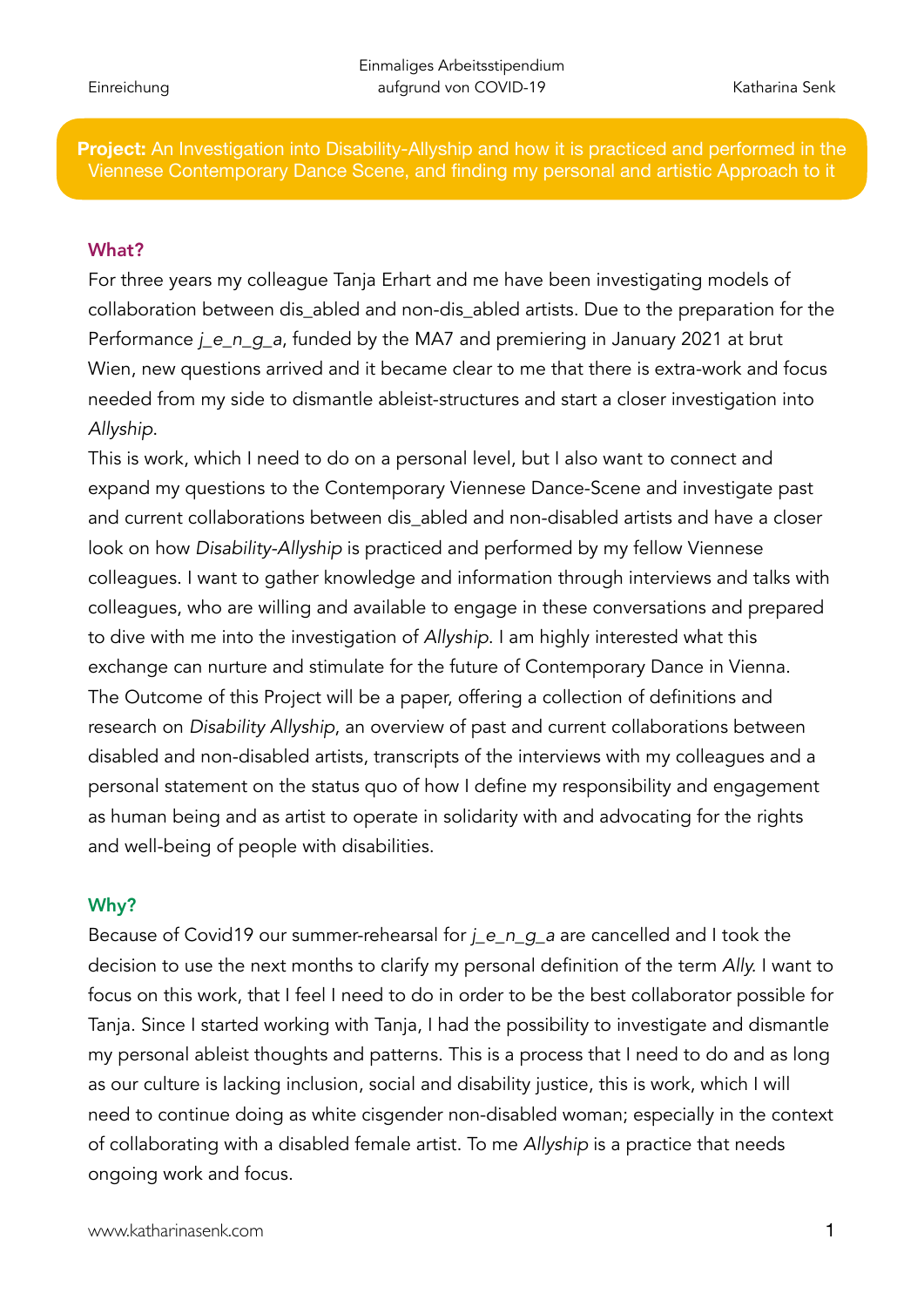**Project:** An Investigation into Disability-Allyship and how it is practiced and performed in the Viennese Contemporary Dance Scene, and finding my personal and artistic Approach to it

## What?

For three years my colleague Tanja Erhart and me have been investigating models of collaboration between dis_abled and non-dis_abled artists. Due to the preparation for the Performance *j_e_n_g_a*, funded by the MA7 and premiering in January 2021 at brut Wien, new questions arrived and it became clear to me that there is extra-work and focus needed from my side to dismantle ableist-structures and start a closer investigation into *Allyship*.

This is work, which I need to do on a personal level, but I also want to connect and expand my questions to the Contemporary Viennese Dance-Scene and investigate past and current collaborations between dis_abled and non-disabled artists and have a closer look on how *Disability-Allyship* is practiced and performed by my fellow Viennese colleagues. I want to gather knowledge and information through interviews and talks with colleagues, who are willing and available to engage in these conversations and prepared to dive with me into the investigation of *Allyship*. I am highly interested what this exchange can nurture and stimulate for the future of Contemporary Dance in Vienna. The Outcome of this Project will be a paper, offering a collection of definitions and research on *Disability Allyship*, an overview of past and current collaborations between disabled and non-disabled artists, transcripts of the interviews with my colleagues and a personal statement on the status quo of how I define my responsibility and engagement as human being and as artist to operate in solidarity with and advocating for the rights and well-being of people with disabilities.

## Why?

Because of Covid19 our summer-rehearsal for *j_e_n_g_a* are cancelled and I took the decision to use the next months to clarify my personal definition of the term *Ally*. I want to focus on this work, that I feel I need to do in order to be the best collaborator possible for Tanja. Since I started working with Tanja, I had the possibility to investigate and dismantle my personal ableist thoughts and patterns. This is a process that I need to do and as long as our culture is lacking inclusion, social and disability justice, this is work, which I will need to continue doing as white cisgender non-disabled woman; especially in the context of collaborating with a disabled female artist. To me *Allyship* is a practice that needs ongoing work and focus.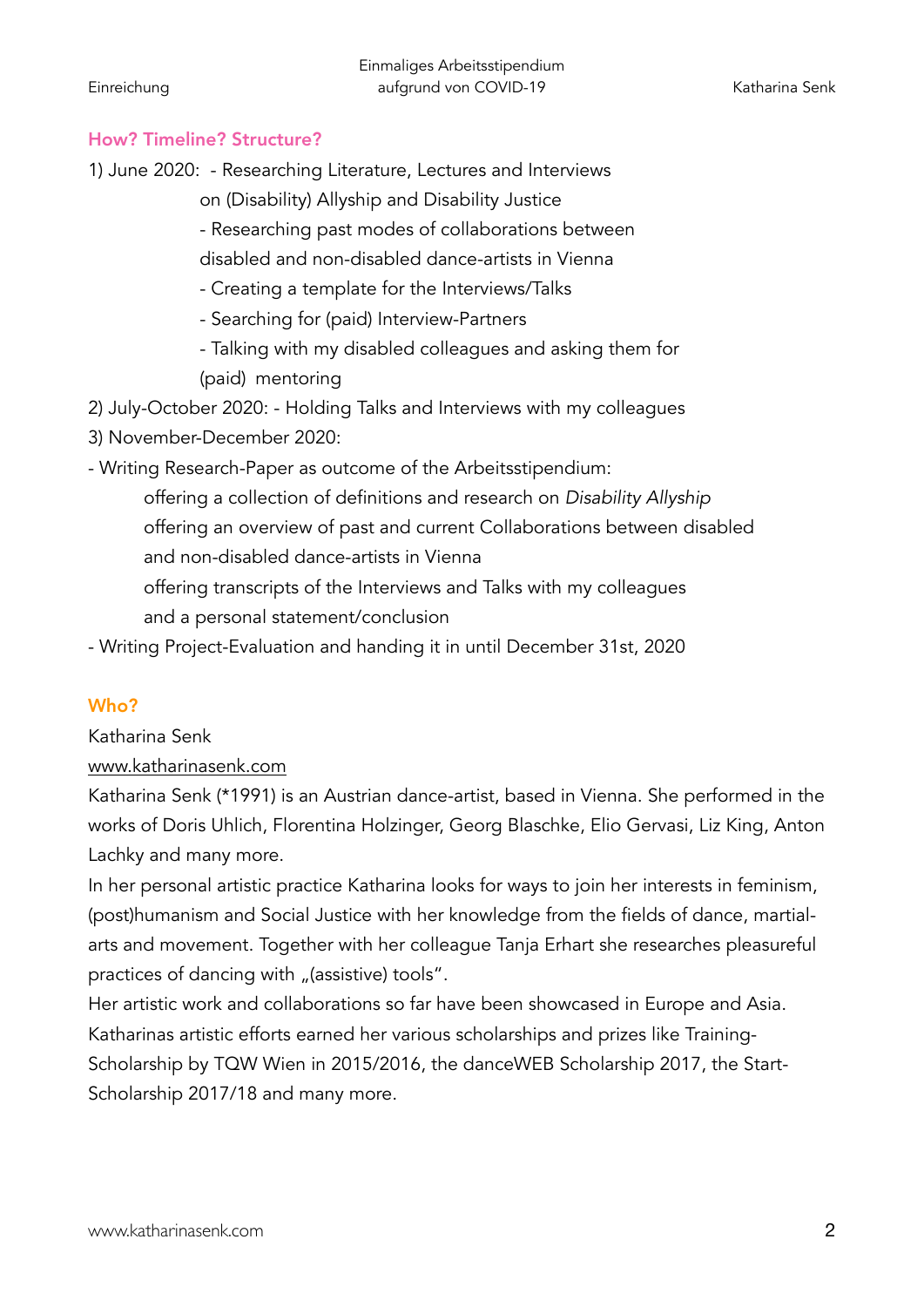## How? Timeline? Structure?

1) June 2020:
- Researching Literature, Lectures and Interviews on (Disability) Allyship and Disability Justice
- Researching past modes of collaborations between disabled and non-disabled dance-artists in Vienna
- Creating a template for the Interviews/Talks
- Searching for (paid) Interview-Partners
- Talking with my disabled colleagues and asking them for (paid) mentoring

2) July-October 2020: - Holding Talks and Interviews with my colleagues

3) November-December 2020:

- Writing Research-Paper as outcome of the Arbeitsstipendium:
  offering a collection of definitions and research on *Disability Allyship*
  offering an overview of past and current Collaborations between disabled and non-disabled dance-artists in Vienna
  offering transcripts of the Interviews and Talks with my colleagues and a personal statement/conclusion
- Writing Project-Evaluation and handing it in until December 31st, 2020

## Who?

Katharina Senk

www.katharinasenk.com

Katharina Senk (*1991) is an Austrian dance-artist, based in Vienna. She performed in the works of Doris Uhlich, Florentina Holzinger, Georg Blaschke, Elio Gervasi, Liz King, Anton Lachky and many more.

In her personal artistic practice Katharina looks for ways to join her interests in feminism, (post)humanism and Social Justice with her knowledge from the fields of dance, martial-arts and movement. Together with her colleague Tanja Erhart she researches pleasureful practices of dancing with „(assistive) tools".

Her artistic work and collaborations so far have been showcased in Europe and Asia. Katharinas artistic efforts earned her various scholarships and prizes like Training-Scholarship by TQW Wien in 2015/2016, the danceWEB Scholarship 2017, the Start-Scholarship 2017/18 and many more.